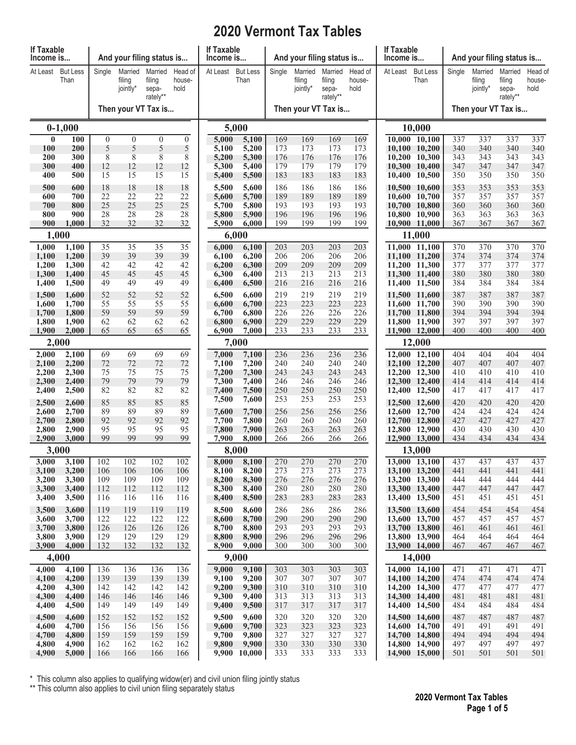# 2020 Vermont Tax Tables

| At Least | But Less Than | Single | Married filing jointly* | Married filing separately** | Head of household |
|---|---|---|---|---|---|
| **0-1,000** | | | | | |
| 0 | 100 | 0 | 0 | 0 | 0 |
| 100 | 200 | 5 | 5 | 5 | 5 |
| 200 | 300 | 8 | 8 | 8 | 8 |
| 300 | 400 | 12 | 12 | 12 | 12 |
| 400 | 500 | 15 | 15 | 15 | 15 |
| 500 | 600 | 18 | 18 | 18 | 18 |
| 600 | 700 | 22 | 22 | 22 | 22 |
| 700 | 800 | 25 | 25 | 25 | 25 |
| 800 | 900 | 28 | 28 | 28 | 28 |
| 900 | 1,000 | 32 | 32 | 32 | 32 |
| **1,000** | | | | | |
| 1,000 | 1,100 | 35 | 35 | 35 | 35 |
| 1,100 | 1,200 | 39 | 39 | 39 | 39 |
| 1,200 | 1,300 | 42 | 42 | 42 | 42 |
| 1,300 | 1,400 | 45 | 45 | 45 | 45 |
| 1,400 | 1,500 | 49 | 49 | 49 | 49 |
| 1,500 | 1,600 | 52 | 52 | 52 | 52 |
| 1,600 | 1,700 | 55 | 55 | 55 | 55 |
| 1,700 | 1,800 | 59 | 59 | 59 | 59 |
| 1,800 | 1,900 | 62 | 62 | 62 | 62 |
| 1,900 | 2,000 | 65 | 65 | 65 | 65 |
| **2,000** | | | | | |
| 2,000 | 2,100 | 69 | 69 | 69 | 69 |
| 2,100 | 2,200 | 72 | 72 | 72 | 72 |
| 2,200 | 2,300 | 75 | 75 | 75 | 75 |
| 2,300 | 2,400 | 79 | 79 | 79 | 79 |
| 2,400 | 2,500 | 82 | 82 | 82 | 82 |
| 2,500 | 2,600 | 85 | 85 | 85 | 85 |
| 2,600 | 2,700 | 89 | 89 | 89 | 89 |
| 2,700 | 2,800 | 92 | 92 | 92 | 92 |
| 2,800 | 2,900 | 95 | 95 | 95 | 95 |
| 2,900 | 3,000 | 99 | 99 | 99 | 99 |
| **3,000** | | | | | |
| 3,000 | 3,100 | 102 | 102 | 102 | 102 |
| 3,100 | 3,200 | 106 | 106 | 106 | 106 |
| 3,200 | 3,300 | 109 | 109 | 109 | 109 |
| 3,300 | 3,400 | 112 | 112 | 112 | 112 |
| 3,400 | 3,500 | 116 | 116 | 116 | 116 |
| 3,500 | 3,600 | 119 | 119 | 119 | 119 |
| 3,600 | 3,700 | 122 | 122 | 122 | 122 |
| 3,700 | 3,800 | 126 | 126 | 126 | 126 |
| 3,800 | 3,900 | 129 | 129 | 129 | 129 |
| 3,900 | 4,000 | 132 | 132 | 132 | 132 |
| **4,000** | | | | | |
| 4,000 | 4,100 | 136 | 136 | 136 | 136 |
| 4,100 | 4,200 | 139 | 139 | 139 | 139 |
| 4,200 | 4,300 | 142 | 142 | 142 | 142 |
| 4,300 | 4,400 | 146 | 146 | 146 | 146 |
| 4,400 | 4,500 | 149 | 149 | 149 | 149 |
| 4,500 | 4,600 | 152 | 152 | 152 | 152 |
| 4,600 | 4,700 | 156 | 156 | 156 | 156 |
| 4,700 | 4,800 | 159 | 159 | 159 | 159 |
| 4,800 | 4,900 | 162 | 162 | 162 | 162 |
| 4,900 | 5,000 | 166 | 166 | 166 | 166 |
| **5,000** | | | | | |
| 5,000 | 5,100 | 169 | 169 | 169 | 169 |
| 5,100 | 5,200 | 173 | 173 | 173 | 173 |
| 5,200 | 5,300 | 176 | 176 | 176 | 176 |
| 5,300 | 5,400 | 179 | 179 | 179 | 179 |
| 5,400 | 5,500 | 183 | 183 | 183 | 183 |
| 5,500 | 5,600 | 186 | 186 | 186 | 186 |
| 5,600 | 5,700 | 189 | 189 | 189 | 189 |
| 5,700 | 5,800 | 193 | 193 | 193 | 193 |
| 5,800 | 5,900 | 196 | 196 | 196 | 196 |
| 5,900 | 6,000 | 199 | 199 | 199 | 199 |
| **6,000** | | | | | |
| 6,000 | 6,100 | 203 | 203 | 203 | 203 |
| 6,100 | 6,200 | 206 | 206 | 206 | 206 |
| 6,200 | 6,300 | 209 | 209 | 209 | 209 |
| 6,300 | 6,400 | 213 | 213 | 213 | 213 |
| 6,400 | 6,500 | 216 | 216 | 216 | 216 |
| 6,500 | 6,600 | 219 | 219 | 219 | 219 |
| 6,600 | 6,700 | 223 | 223 | 223 | 223 |
| 6,700 | 6,800 | 226 | 226 | 226 | 226 |
| 6,800 | 6,900 | 229 | 229 | 229 | 229 |
| 6,900 | 7,000 | 233 | 233 | 233 | 233 |
| **7,000** | | | | | |
| 7,000 | 7,100 | 236 | 236 | 236 | 236 |
| 7,100 | 7,200 | 240 | 240 | 240 | 240 |
| 7,200 | 7,300 | 243 | 243 | 243 | 243 |
| 7,300 | 7,400 | 246 | 246 | 246 | 246 |
| 7,400 | 7,500 | 250 | 250 | 250 | 250 |
| 7,500 | 7,600 | 253 | 253 | 253 | 253 |
| 7,600 | 7,700 | 256 | 256 | 256 | 256 |
| 7,700 | 7,800 | 260 | 260 | 260 | 260 |
| 7,800 | 7,900 | 263 | 263 | 263 | 263 |
| 7,900 | 8,000 | 266 | 266 | 266 | 266 |
| **8,000** | | | | | |
| 8,000 | 8,100 | 270 | 270 | 270 | 270 |
| 8,100 | 8,200 | 273 | 273 | 273 | 273 |
| 8,200 | 8,300 | 276 | 276 | 276 | 276 |
| 8,300 | 8,400 | 280 | 280 | 280 | 280 |
| 8,400 | 8,500 | 283 | 283 | 283 | 283 |
| 8,500 | 8,600 | 286 | 286 | 286 | 286 |
| 8,600 | 8,700 | 290 | 290 | 290 | 290 |
| 8,700 | 8,800 | 293 | 293 | 293 | 293 |
| 8,800 | 8,900 | 296 | 296 | 296 | 296 |
| 8,900 | 9,000 | 300 | 300 | 300 | 300 |
| **9,000** | | | | | |
| 9,000 | 9,100 | 303 | 303 | 303 | 303 |
| 9,100 | 9,200 | 307 | 307 | 307 | 307 |
| 9,200 | 9,300 | 310 | 310 | 310 | 310 |
| 9,300 | 9,400 | 313 | 313 | 313 | 313 |
| 9,400 | 9,500 | 317 | 317 | 317 | 317 |
| 9,500 | 9,600 | 320 | 320 | 320 | 320 |
| 9,600 | 9,700 | 323 | 323 | 323 | 323 |
| 9,700 | 9,800 | 327 | 327 | 327 | 327 |
| 9,800 | 9,900 | 330 | 330 | 330 | 330 |
| 9,900 | 10,000 | 333 | 333 | 333 | 333 |
| **10,000** | | | | | |
| 10,000 | 10,100 | 337 | 337 | 337 | 337 |
| 10,100 | 10,200 | 340 | 340 | 340 | 340 |
| 10,200 | 10,300 | 343 | 343 | 343 | 343 |
| 10,300 | 10,400 | 347 | 347 | 347 | 347 |
| 10,400 | 10,500 | 350 | 350 | 350 | 350 |
| 10,500 | 10,600 | 353 | 353 | 353 | 353 |
| 10,600 | 10,700 | 357 | 357 | 357 | 357 |
| 10,700 | 10,800 | 360 | 360 | 360 | 360 |
| 10,800 | 10,900 | 363 | 363 | 363 | 363 |
| 10,900 | 11,000 | 367 | 367 | 367 | 367 |
| **11,000** | | | | | |
| 11,000 | 11,100 | 370 | 370 | 370 | 370 |
| 11,100 | 11,200 | 374 | 374 | 374 | 374 |
| 11,200 | 11,300 | 377 | 377 | 377 | 377 |
| 11,300 | 11,400 | 380 | 380 | 380 | 380 |
| 11,400 | 11,500 | 384 | 384 | 384 | 384 |
| 11,500 | 11,600 | 387 | 387 | 387 | 387 |
| 11,600 | 11,700 | 390 | 390 | 390 | 390 |
| 11,700 | 11,800 | 394 | 394 | 394 | 394 |
| 11,800 | 11,900 | 397 | 397 | 397 | 397 |
| 11,900 | 12,000 | 400 | 400 | 400 | 400 |
| **12,000** | | | | | |
| 12,000 | 12,100 | 404 | 404 | 404 | 404 |
| 12,100 | 12,200 | 407 | 407 | 407 | 407 |
| 12,200 | 12,300 | 410 | 410 | 410 | 410 |
| 12,300 | 12,400 | 414 | 414 | 414 | 414 |
| 12,400 | 12,500 | 417 | 417 | 417 | 417 |
| 12,500 | 12,600 | 420 | 420 | 420 | 420 |
| 12,600 | 12,700 | 424 | 424 | 424 | 424 |
| 12,700 | 12,800 | 427 | 427 | 427 | 427 |
| 12,800 | 12,900 | 430 | 430 | 430 | 430 |
| 12,900 | 13,000 | 434 | 434 | 434 | 434 |
| **13,000** | | | | | |
| 13,000 | 13,100 | 437 | 437 | 437 | 437 |
| 13,100 | 13,200 | 441 | 441 | 441 | 441 |
| 13,200 | 13,300 | 444 | 444 | 444 | 444 |
| 13,300 | 13,400 | 447 | 447 | 447 | 447 |
| 13,400 | 13,500 | 451 | 451 | 451 | 451 |
| 13,500 | 13,600 | 454 | 454 | 454 | 454 |
| 13,600 | 13,700 | 457 | 457 | 457 | 457 |
| 13,700 | 13,800 | 461 | 461 | 461 | 461 |
| 13,800 | 13,900 | 464 | 464 | 464 | 464 |
| 13,900 | 14,000 | 467 | 467 | 467 | 467 |
| **14,000** | | | | | |
| 14,000 | 14,100 | 471 | 471 | 471 | 471 |
| 14,100 | 14,200 | 474 | 474 | 474 | 474 |
| 14,200 | 14,300 | 477 | 477 | 477 | 477 |
| 14,300 | 14,400 | 481 | 481 | 481 | 481 |
| 14,400 | 14,500 | 484 | 484 | 484 | 484 |
| 14,500 | 14,600 | 487 | 487 | 487 | 487 |
| 14,600 | 14,700 | 491 | 491 | 491 | 491 |
| 14,700 | 14,800 | 494 | 494 | 494 | 494 |
| 14,800 | 14,900 | 497 | 497 | 497 | 497 |
| 14,900 | 15,000 | 501 | 501 | 501 | 501 |

If Taxable Income is... And your filing status is... Then your VT Tax is...

* This column also applies to qualifying widow(er) and civil union filing jointly status

** This column also applies to civil union filing separately status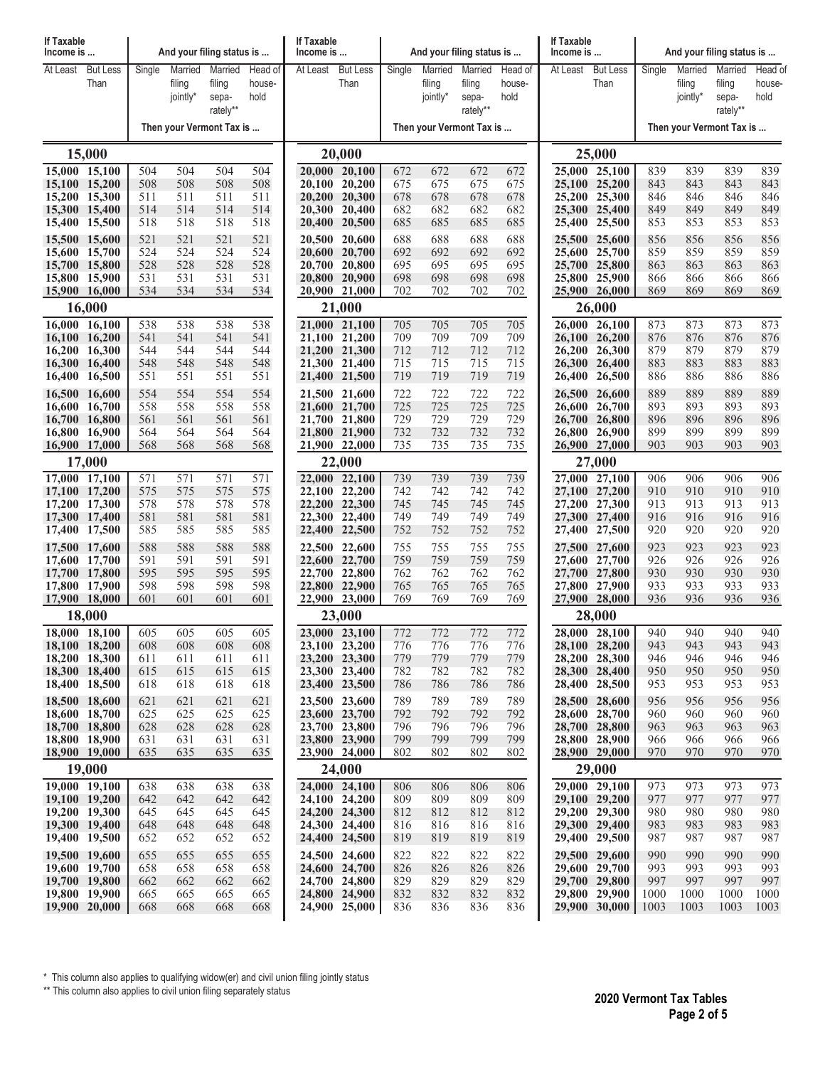| If Taxable Income is ... | | And your filing status is ... | | | |
|---|---|---|---|---|---|
| At Least | But Less Than | Single | Married filing jointly* | Married filing separately** | Head of household |
| | | Then your Vermont Tax is ... | | | |
| **15,000** | | | | | |
| 15,000 | 15,100 | 504 | 504 | 504 | 504 |
| 15,100 | 15,200 | 508 | 508 | 508 | 508 |
| 15,200 | 15,300 | 511 | 511 | 511 | 511 |
| 15,300 | 15,400 | 514 | 514 | 514 | 514 |
| 15,400 | 15,500 | 518 | 518 | 518 | 518 |
| 15,500 | 15,600 | 521 | 521 | 521 | 521 |
| 15,600 | 15,700 | 524 | 524 | 524 | 524 |
| 15,700 | 15,800 | 528 | 528 | 528 | 528 |
| 15,800 | 15,900 | 531 | 531 | 531 | 531 |
| 15,900 | 16,000 | 534 | 534 | 534 | 534 |
| **16,000** | | | | | |
| 16,000 | 16,100 | 538 | 538 | 538 | 538 |
| 16,100 | 16,200 | 541 | 541 | 541 | 541 |
| 16,200 | 16,300 | 544 | 544 | 544 | 544 |
| 16,300 | 16,400 | 548 | 548 | 548 | 548 |
| 16,400 | 16,500 | 551 | 551 | 551 | 551 |
| 16,500 | 16,600 | 554 | 554 | 554 | 554 |
| 16,600 | 16,700 | 558 | 558 | 558 | 558 |
| 16,700 | 16,800 | 561 | 561 | 561 | 561 |
| 16,800 | 16,900 | 564 | 564 | 564 | 564 |
| 16,900 | 17,000 | 568 | 568 | 568 | 568 |
| **17,000** | | | | | |
| 17,000 | 17,100 | 571 | 571 | 571 | 571 |
| 17,100 | 17,200 | 575 | 575 | 575 | 575 |
| 17,200 | 17,300 | 578 | 578 | 578 | 578 |
| 17,300 | 17,400 | 581 | 581 | 581 | 581 |
| 17,400 | 17,500 | 585 | 585 | 585 | 585 |
| 17,500 | 17,600 | 588 | 588 | 588 | 588 |
| 17,600 | 17,700 | 591 | 591 | 591 | 591 |
| 17,700 | 17,800 | 595 | 595 | 595 | 595 |
| 17,800 | 17,900 | 598 | 598 | 598 | 598 |
| 17,900 | 18,000 | 601 | 601 | 601 | 601 |
| **18,000** | | | | | |
| 18,000 | 18,100 | 605 | 605 | 605 | 605 |
| 18,100 | 18,200 | 608 | 608 | 608 | 608 |
| 18,200 | 18,300 | 611 | 611 | 611 | 611 |
| 18,300 | 18,400 | 615 | 615 | 615 | 615 |
| 18,400 | 18,500 | 618 | 618 | 618 | 618 |
| 18,500 | 18,600 | 621 | 621 | 621 | 621 |
| 18,600 | 18,700 | 625 | 625 | 625 | 625 |
| 18,700 | 18,800 | 628 | 628 | 628 | 628 |
| 18,800 | 18,900 | 631 | 631 | 631 | 631 |
| 18,900 | 19,000 | 635 | 635 | 635 | 635 |
| **19,000** | | | | | |
| 19,000 | 19,100 | 638 | 638 | 638 | 638 |
| 19,100 | 19,200 | 642 | 642 | 642 | 642 |
| 19,200 | 19,300 | 645 | 645 | 645 | 645 |
| 19,300 | 19,400 | 648 | 648 | 648 | 648 |
| 19,400 | 19,500 | 652 | 652 | 652 | 652 |
| 19,500 | 19,600 | 655 | 655 | 655 | 655 |
| 19,600 | 19,700 | 658 | 658 | 658 | 658 |
| 19,700 | 19,800 | 662 | 662 | 662 | 662 |
| 19,800 | 19,900 | 665 | 665 | 665 | 665 |
| 19,900 | 20,000 | 668 | 668 | 668 | 668 |
| **20,000** | | | | | |
| 20,000 | 20,100 | 672 | 672 | 672 | 672 |
| 20,100 | 20,200 | 675 | 675 | 675 | 675 |
| 20,200 | 20,300 | 678 | 678 | 678 | 678 |
| 20,300 | 20,400 | 682 | 682 | 682 | 682 |
| 20,400 | 20,500 | 685 | 685 | 685 | 685 |
| 20,500 | 20,600 | 688 | 688 | 688 | 688 |
| 20,600 | 20,700 | 692 | 692 | 692 | 692 |
| 20,700 | 20,800 | 695 | 695 | 695 | 695 |
| 20,800 | 20,900 | 698 | 698 | 698 | 698 |
| 20,900 | 21,000 | 702 | 702 | 702 | 702 |
| **21,000** | | | | | |
| 21,000 | 21,100 | 705 | 705 | 705 | 705 |
| 21,100 | 21,200 | 709 | 709 | 709 | 709 |
| 21,200 | 21,300 | 712 | 712 | 712 | 712 |
| 21,300 | 21,400 | 715 | 715 | 715 | 715 |
| 21,400 | 21,500 | 719 | 719 | 719 | 719 |
| 21,500 | 21,600 | 722 | 722 | 722 | 722 |
| 21,600 | 21,700 | 725 | 725 | 725 | 725 |
| 21,700 | 21,800 | 729 | 729 | 729 | 729 |
| 21,800 | 21,900 | 732 | 732 | 732 | 732 |
| 21,900 | 22,000 | 735 | 735 | 735 | 735 |
| **22,000** | | | | | |
| 22,000 | 22,100 | 739 | 739 | 739 | 739 |
| 22,100 | 22,200 | 742 | 742 | 742 | 742 |
| 22,200 | 22,300 | 745 | 745 | 745 | 745 |
| 22,300 | 22,400 | 749 | 749 | 749 | 749 |
| 22,400 | 22,500 | 752 | 752 | 752 | 752 |
| 22,500 | 22,600 | 755 | 755 | 755 | 755 |
| 22,600 | 22,700 | 759 | 759 | 759 | 759 |
| 22,700 | 22,800 | 762 | 762 | 762 | 762 |
| 22,800 | 22,900 | 765 | 765 | 765 | 765 |
| 22,900 | 23,000 | 769 | 769 | 769 | 769 |
| **23,000** | | | | | |
| 23,000 | 23,100 | 772 | 772 | 772 | 772 |
| 23,100 | 23,200 | 776 | 776 | 776 | 776 |
| 23,200 | 23,300 | 779 | 779 | 779 | 779 |
| 23,300 | 23,400 | 782 | 782 | 782 | 782 |
| 23,400 | 23,500 | 786 | 786 | 786 | 786 |
| 23,500 | 23,600 | 789 | 789 | 789 | 789 |
| 23,600 | 23,700 | 792 | 792 | 792 | 792 |
| 23,700 | 23,800 | 796 | 796 | 796 | 796 |
| 23,800 | 23,900 | 799 | 799 | 799 | 799 |
| 23,900 | 24,000 | 802 | 802 | 802 | 802 |
| **24,000** | | | | | |
| 24,000 | 24,100 | 806 | 806 | 806 | 806 |
| 24,100 | 24,200 | 809 | 809 | 809 | 809 |
| 24,200 | 24,300 | 812 | 812 | 812 | 812 |
| 24,300 | 24,400 | 816 | 816 | 816 | 816 |
| 24,400 | 24,500 | 819 | 819 | 819 | 819 |
| 24,500 | 24,600 | 822 | 822 | 822 | 822 |
| 24,600 | 24,700 | 826 | 826 | 826 | 826 |
| 24,700 | 24,800 | 829 | 829 | 829 | 829 |
| 24,800 | 24,900 | 832 | 832 | 832 | 832 |
| 24,900 | 25,000 | 836 | 836 | 836 | 836 |
| **25,000** | | | | | |
| 25,000 | 25,100 | 839 | 839 | 839 | 839 |
| 25,100 | 25,200 | 843 | 843 | 843 | 843 |
| 25,200 | 25,300 | 846 | 846 | 846 | 846 |
| 25,300 | 25,400 | 849 | 849 | 849 | 849 |
| 25,400 | 25,500 | 853 | 853 | 853 | 853 |
| 25,500 | 25,600 | 856 | 856 | 856 | 856 |
| 25,600 | 25,700 | 859 | 859 | 859 | 859 |
| 25,700 | 25,800 | 863 | 863 | 863 | 863 |
| 25,800 | 25,900 | 866 | 866 | 866 | 866 |
| 25,900 | 26,000 | 869 | 869 | 869 | 869 |
| **26,000** | | | | | |
| 26,000 | 26,100 | 873 | 873 | 873 | 873 |
| 26,100 | 26,200 | 876 | 876 | 876 | 876 |
| 26,200 | 26,300 | 879 | 879 | 879 | 879 |
| 26,300 | 26,400 | 883 | 883 | 883 | 883 |
| 26,400 | 26,500 | 886 | 886 | 886 | 886 |
| 26,500 | 26,600 | 889 | 889 | 889 | 889 |
| 26,600 | 26,700 | 893 | 893 | 893 | 893 |
| 26,700 | 26,800 | 896 | 896 | 896 | 896 |
| 26,800 | 26,900 | 899 | 899 | 899 | 899 |
| 26,900 | 27,000 | 903 | 903 | 903 | 903 |
| **27,000** | | | | | |
| 27,000 | 27,100 | 906 | 906 | 906 | 906 |
| 27,100 | 27,200 | 910 | 910 | 910 | 910 |
| 27,200 | 27,300 | 913 | 913 | 913 | 913 |
| 27,300 | 27,400 | 916 | 916 | 916 | 916 |
| 27,400 | 27,500 | 920 | 920 | 920 | 920 |
| 27,500 | 27,600 | 923 | 923 | 923 | 923 |
| 27,600 | 27,700 | 926 | 926 | 926 | 926 |
| 27,700 | 27,800 | 930 | 930 | 930 | 930 |
| 27,800 | 27,900 | 933 | 933 | 933 | 933 |
| 27,900 | 28,000 | 936 | 936 | 936 | 936 |
| **28,000** | | | | | |
| 28,000 | 28,100 | 940 | 940 | 940 | 940 |
| 28,100 | 28,200 | 943 | 943 | 943 | 943 |
| 28,200 | 28,300 | 946 | 946 | 946 | 946 |
| 28,300 | 28,400 | 950 | 950 | 950 | 950 |
| 28,400 | 28,500 | 953 | 953 | 953 | 953 |
| 28,500 | 28,600 | 956 | 956 | 956 | 956 |
| 28,600 | 28,700 | 960 | 960 | 960 | 960 |
| 28,700 | 28,800 | 963 | 963 | 963 | 963 |
| 28,800 | 28,900 | 966 | 966 | 966 | 966 |
| 28,900 | 29,000 | 970 | 970 | 970 | 970 |
| **29,000** | | | | | |
| 29,000 | 29,100 | 973 | 973 | 973 | 973 |
| 29,100 | 29,200 | 977 | 977 | 977 | 977 |
| 29,200 | 29,300 | 980 | 980 | 980 | 980 |
| 29,300 | 29,400 | 983 | 983 | 983 | 983 |
| 29,400 | 29,500 | 987 | 987 | 987 | 987 |
| 29,500 | 29,600 | 990 | 990 | 990 | 990 |
| 29,600 | 29,700 | 993 | 993 | 993 | 993 |
| 29,700 | 29,800 | 997 | 997 | 997 | 997 |
| 29,800 | 29,900 | 1000 | 1000 | 1000 | 1000 |
| 29,900 | 30,000 | 1003 | 1003 | 1003 | 1003 |

\* This column also applies to qualifying widow(er) and civil union filing jointly status

\*\* This column also applies to civil union filing separately status

**2020 Vermont Tax Tables**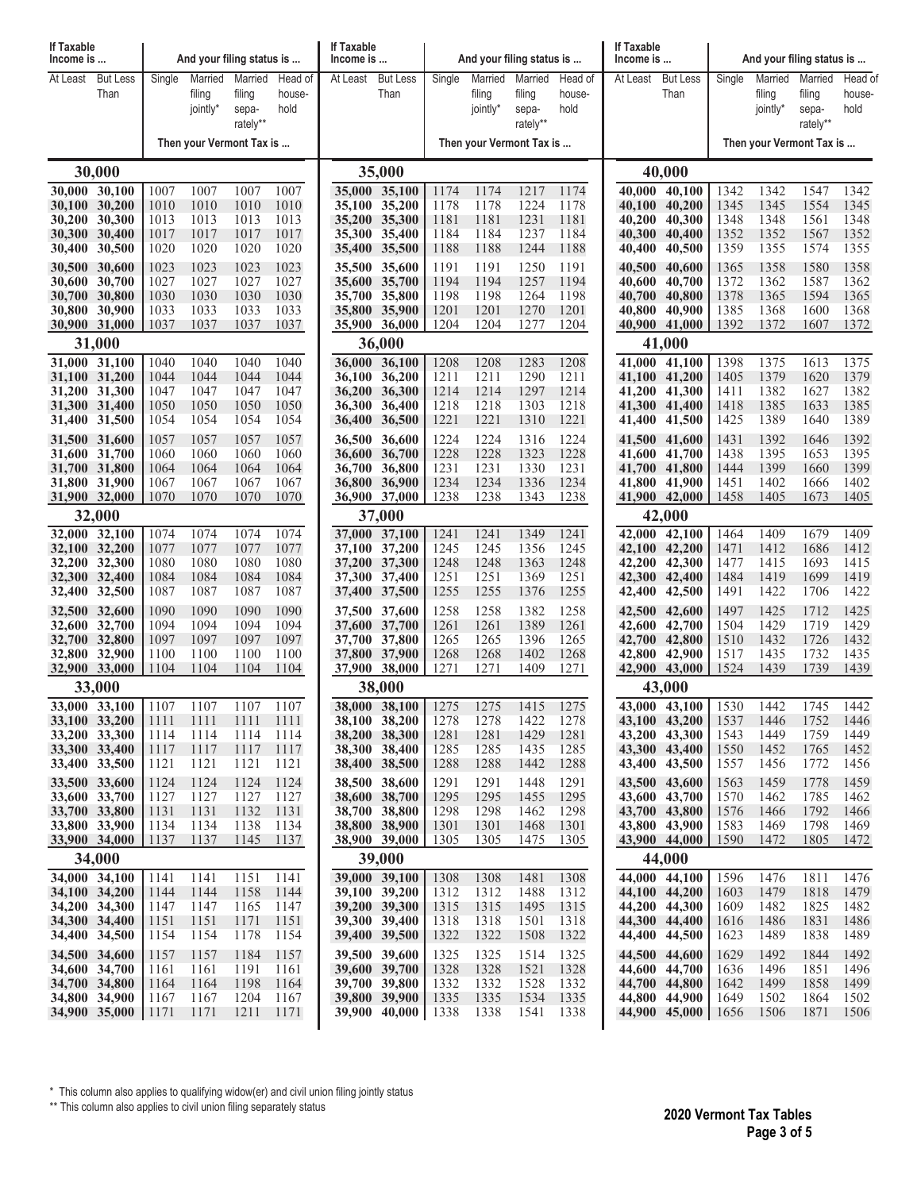| If Taxable Income is ... | | And your filing status is ... | | | |
|---|---|---|---|---|---|
| At Least | But Less Than | Single | Married filing jointly* | Married filing sepa-rately** | Head of house-hold |
| | | Then your Vermont Tax is ... | | | |
| **30,000** | | | | | |
| 30,000 | 30,100 | 1007 | 1007 | 1007 | 1007 |
| 30,100 | 30,200 | 1010 | 1010 | 1010 | 1010 |
| 30,200 | 30,300 | 1013 | 1013 | 1013 | 1013 |
| 30,300 | 30,400 | 1017 | 1017 | 1017 | 1017 |
| 30,400 | 30,500 | 1020 | 1020 | 1020 | 1020 |
| 30,500 | 30,600 | 1023 | 1023 | 1023 | 1023 |
| 30,600 | 30,700 | 1027 | 1027 | 1027 | 1027 |
| 30,700 | 30,800 | 1030 | 1030 | 1030 | 1030 |
| 30,800 | 30,900 | 1033 | 1033 | 1033 | 1033 |
| 30,900 | 31,000 | 1037 | 1037 | 1037 | 1037 |
| **31,000** | | | | | |
| 31,000 | 31,100 | 1040 | 1040 | 1040 | 1040 |
| 31,100 | 31,200 | 1044 | 1044 | 1044 | 1044 |
| 31,200 | 31,300 | 1047 | 1047 | 1047 | 1047 |
| 31,300 | 31,400 | 1050 | 1050 | 1050 | 1050 |
| 31,400 | 31,500 | 1054 | 1054 | 1054 | 1054 |
| 31,500 | 31,600 | 1057 | 1057 | 1057 | 1057 |
| 31,600 | 31,700 | 1060 | 1060 | 1060 | 1060 |
| 31,700 | 31,800 | 1064 | 1064 | 1064 | 1064 |
| 31,800 | 31,900 | 1067 | 1067 | 1067 | 1067 |
| 31,900 | 32,000 | 1070 | 1070 | 1070 | 1070 |
| **32,000** | | | | | |
| 32,000 | 32,100 | 1074 | 1074 | 1074 | 1074 |
| 32,100 | 32,200 | 1077 | 1077 | 1077 | 1077 |
| 32,200 | 32,300 | 1080 | 1080 | 1080 | 1080 |
| 32,300 | 32,400 | 1084 | 1084 | 1084 | 1084 |
| 32,400 | 32,500 | 1087 | 1087 | 1087 | 1087 |
| 32,500 | 32,600 | 1090 | 1090 | 1090 | 1090 |
| 32,600 | 32,700 | 1094 | 1094 | 1094 | 1094 |
| 32,700 | 32,800 | 1097 | 1097 | 1097 | 1097 |
| 32,800 | 32,900 | 1100 | 1100 | 1100 | 1100 |
| 32,900 | 33,000 | 1104 | 1104 | 1104 | 1104 |
| **33,000** | | | | | |
| 33,000 | 33,100 | 1107 | 1107 | 1107 | 1107 |
| 33,100 | 33,200 | 1111 | 1111 | 1111 | 1111 |
| 33,200 | 33,300 | 1114 | 1114 | 1114 | 1114 |
| 33,300 | 33,400 | 1117 | 1117 | 1117 | 1117 |
| 33,400 | 33,500 | 1121 | 1121 | 1121 | 1121 |
| 33,500 | 33,600 | 1124 | 1124 | 1124 | 1124 |
| 33,600 | 33,700 | 1127 | 1127 | 1127 | 1127 |
| 33,700 | 33,800 | 1131 | 1131 | 1132 | 1131 |
| 33,800 | 33,900 | 1134 | 1134 | 1138 | 1134 |
| 33,900 | 34,000 | 1137 | 1137 | 1145 | 1137 |
| **34,000** | | | | | |
| 34,000 | 34,100 | 1141 | 1141 | 1151 | 1141 |
| 34,100 | 34,200 | 1144 | 1144 | 1158 | 1144 |
| 34,200 | 34,300 | 1147 | 1147 | 1165 | 1147 |
| 34,300 | 34,400 | 1151 | 1151 | 1171 | 1151 |
| 34,400 | 34,500 | 1154 | 1154 | 1178 | 1154 |
| 34,500 | 34,600 | 1157 | 1157 | 1184 | 1157 |
| 34,600 | 34,700 | 1161 | 1161 | 1191 | 1161 |
| 34,700 | 34,800 | 1164 | 1164 | 1198 | 1164 |
| 34,800 | 34,900 | 1167 | 1167 | 1204 | 1167 |
| 34,900 | 35,000 | 1171 | 1171 | 1211 | 1171 |
| **35,000** | | | | | |
| 35,000 | 35,100 | 1174 | 1174 | 1217 | 1174 |
| 35,100 | 35,200 | 1178 | 1178 | 1224 | 1178 |
| 35,200 | 35,300 | 1181 | 1181 | 1231 | 1181 |
| 35,300 | 35,400 | 1184 | 1184 | 1237 | 1184 |
| 35,400 | 35,500 | 1188 | 1188 | 1244 | 1188 |
| 35,500 | 35,600 | 1191 | 1191 | 1250 | 1191 |
| 35,600 | 35,700 | 1194 | 1194 | 1257 | 1194 |
| 35,700 | 35,800 | 1198 | 1198 | 1264 | 1198 |
| 35,800 | 35,900 | 1201 | 1201 | 1270 | 1201 |
| 35,900 | 36,000 | 1204 | 1204 | 1277 | 1204 |
| **36,000** | | | | | |
| 36,000 | 36,100 | 1208 | 1208 | 1283 | 1208 |
| 36,100 | 36,200 | 1211 | 1211 | 1290 | 1211 |
| 36,200 | 36,300 | 1214 | 1214 | 1297 | 1214 |
| 36,300 | 36,400 | 1218 | 1218 | 1303 | 1218 |
| 36,400 | 36,500 | 1221 | 1221 | 1310 | 1221 |
| 36,500 | 36,600 | 1224 | 1224 | 1316 | 1224 |
| 36,600 | 36,700 | 1228 | 1228 | 1323 | 1228 |
| 36,700 | 36,800 | 1231 | 1231 | 1330 | 1231 |
| 36,800 | 36,900 | 1234 | 1234 | 1336 | 1234 |
| 36,900 | 37,000 | 1238 | 1238 | 1343 | 1238 |
| **37,000** | | | | | |
| 37,000 | 37,100 | 1241 | 1241 | 1349 | 1241 |
| 37,100 | 37,200 | 1245 | 1245 | 1356 | 1245 |
| 37,200 | 37,300 | 1248 | 1248 | 1363 | 1248 |
| 37,300 | 37,400 | 1251 | 1251 | 1369 | 1251 |
| 37,400 | 37,500 | 1255 | 1255 | 1376 | 1255 |
| 37,500 | 37,600 | 1258 | 1258 | 1382 | 1258 |
| 37,600 | 37,700 | 1261 | 1261 | 1389 | 1261 |
| 37,700 | 37,800 | 1265 | 1265 | 1396 | 1265 |
| 37,800 | 37,900 | 1268 | 1268 | 1402 | 1268 |
| 37,900 | 38,000 | 1271 | 1271 | 1409 | 1271 |
| **38,000** | | | | | |
| 38,000 | 38,100 | 1275 | 1275 | 1415 | 1275 |
| 38,100 | 38,200 | 1278 | 1278 | 1422 | 1278 |
| 38,200 | 38,300 | 1281 | 1281 | 1429 | 1281 |
| 38,300 | 38,400 | 1285 | 1285 | 1435 | 1285 |
| 38,400 | 38,500 | 1288 | 1288 | 1442 | 1288 |
| 38,500 | 38,600 | 1291 | 1291 | 1448 | 1291 |
| 38,600 | 38,700 | 1295 | 1295 | 1455 | 1295 |
| 38,700 | 38,800 | 1298 | 1298 | 1462 | 1298 |
| 38,800 | 38,900 | 1301 | 1301 | 1468 | 1301 |
| 38,900 | 39,000 | 1305 | 1305 | 1475 | 1305 |
| **39,000** | | | | | |
| 39,000 | 39,100 | 1308 | 1308 | 1481 | 1308 |
| 39,100 | 39,200 | 1312 | 1312 | 1488 | 1312 |
| 39,200 | 39,300 | 1315 | 1315 | 1495 | 1315 |
| 39,300 | 39,400 | 1318 | 1318 | 1501 | 1318 |
| 39,400 | 39,500 | 1322 | 1322 | 1508 | 1322 |
| 39,500 | 39,600 | 1325 | 1325 | 1514 | 1325 |
| 39,600 | 39,700 | 1328 | 1328 | 1521 | 1328 |
| 39,700 | 39,800 | 1332 | 1332 | 1528 | 1332 |
| 39,800 | 39,900 | 1335 | 1335 | 1534 | 1335 |
| 39,900 | 40,000 | 1338 | 1338 | 1541 | 1338 |
| **40,000** | | | | | |
| 40,000 | 40,100 | 1342 | 1342 | 1547 | 1342 |
| 40,100 | 40,200 | 1345 | 1345 | 1554 | 1345 |
| 40,200 | 40,300 | 1348 | 1348 | 1561 | 1348 |
| 40,300 | 40,400 | 1352 | 1352 | 1567 | 1352 |
| 40,400 | 40,500 | 1359 | 1355 | 1574 | 1355 |
| 40,500 | 40,600 | 1365 | 1358 | 1580 | 1358 |
| 40,600 | 40,700 | 1372 | 1362 | 1587 | 1362 |
| 40,700 | 40,800 | 1378 | 1365 | 1594 | 1365 |
| 40,800 | 40,900 | 1385 | 1368 | 1600 | 1368 |
| 40,900 | 41,000 | 1392 | 1372 | 1607 | 1372 |
| **41,000** | | | | | |
| 41,000 | 41,100 | 1398 | 1375 | 1613 | 1375 |
| 41,100 | 41,200 | 1405 | 1379 | 1620 | 1379 |
| 41,200 | 41,300 | 1411 | 1382 | 1627 | 1382 |
| 41,300 | 41,400 | 1418 | 1385 | 1633 | 1385 |
| 41,400 | 41,500 | 1425 | 1389 | 1640 | 1389 |
| 41,500 | 41,600 | 1431 | 1392 | 1646 | 1392 |
| 41,600 | 41,700 | 1438 | 1395 | 1653 | 1395 |
| 41,700 | 41,800 | 1444 | 1399 | 1660 | 1399 |
| 41,800 | 41,900 | 1451 | 1402 | 1666 | 1402 |
| 41,900 | 42,000 | 1458 | 1405 | 1673 | 1405 |
| **42,000** | | | | | |
| 42,000 | 42,100 | 1464 | 1409 | 1679 | 1409 |
| 42,100 | 42,200 | 1471 | 1412 | 1686 | 1412 |
| 42,200 | 42,300 | 1477 | 1415 | 1693 | 1415 |
| 42,300 | 42,400 | 1484 | 1419 | 1699 | 1419 |
| 42,400 | 42,500 | 1491 | 1422 | 1706 | 1422 |
| 42,500 | 42,600 | 1497 | 1425 | 1712 | 1425 |
| 42,600 | 42,700 | 1504 | 1429 | 1719 | 1429 |
| 42,700 | 42,800 | 1510 | 1432 | 1726 | 1432 |
| 42,800 | 42,900 | 1517 | 1435 | 1732 | 1435 |
| 42,900 | 43,000 | 1524 | 1439 | 1739 | 1439 |
| **43,000** | | | | | |
| 43,000 | 43,100 | 1530 | 1442 | 1745 | 1442 |
| 43,100 | 43,200 | 1537 | 1446 | 1752 | 1446 |
| 43,200 | 43,300 | 1543 | 1449 | 1759 | 1449 |
| 43,300 | 43,400 | 1550 | 1452 | 1765 | 1452 |
| 43,400 | 43,500 | 1557 | 1456 | 1772 | 1456 |
| 43,500 | 43,600 | 1563 | 1459 | 1778 | 1459 |
| 43,600 | 43,700 | 1570 | 1462 | 1785 | 1462 |
| 43,700 | 43,800 | 1576 | 1466 | 1792 | 1466 |
| 43,800 | 43,900 | 1583 | 1469 | 1798 | 1469 |
| 43,900 | 44,000 | 1590 | 1472 | 1805 | 1472 |
| **44,000** | | | | | |
| 44,000 | 44,100 | 1596 | 1476 | 1811 | 1476 |
| 44,100 | 44,200 | 1603 | 1479 | 1818 | 1479 |
| 44,200 | 44,300 | 1609 | 1482 | 1825 | 1482 |
| 44,300 | 44,400 | 1616 | 1486 | 1831 | 1486 |
| 44,400 | 44,500 | 1623 | 1489 | 1838 | 1489 |
| 44,500 | 44,600 | 1629 | 1492 | 1844 | 1492 |
| 44,600 | 44,700 | 1636 | 1496 | 1851 | 1496 |
| 44,700 | 44,800 | 1642 | 1499 | 1858 | 1499 |
| 44,800 | 44,900 | 1649 | 1502 | 1864 | 1502 |
| 44,900 | 45,000 | 1656 | 1506 | 1871 | 1506 |

\* This column also applies to qualifying widow(er) and civil union filing jointly status

\*\* This column also applies to civil union filing separately status

**2020 Vermont Tax Tables**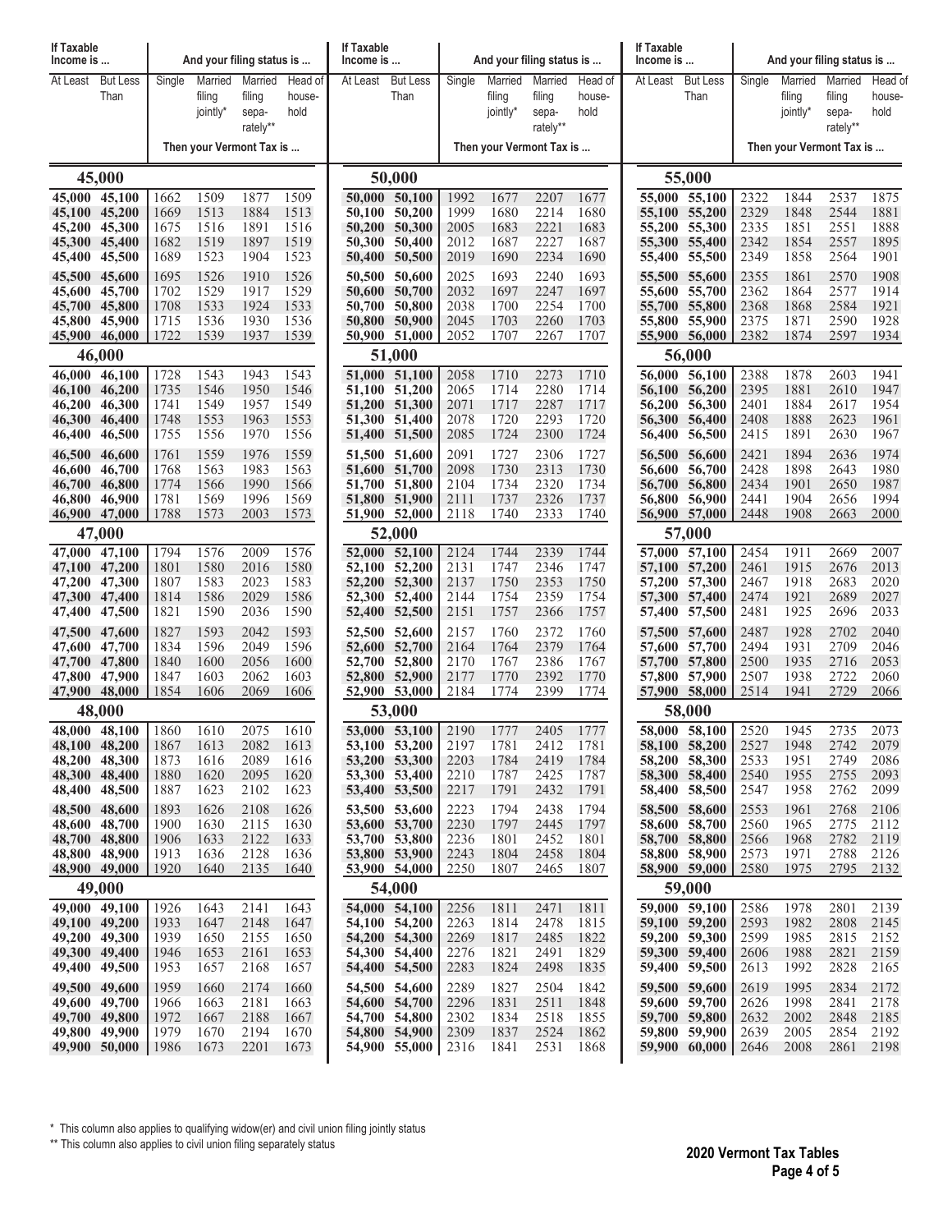| If Taxable Income is ... | | And your filing status is ... | | | |
|---|---|---|---|---|---|
| At Least | But Less Than | Single | Married filing jointly* | Married filing separately** | Head of household |
| | | Then your Vermont Tax is ... | | | |
| **45,000** | | | | | |
| 45,000 | 45,100 | 1662 | 1509 | 1877 | 1509 |
| 45,100 | 45,200 | 1669 | 1513 | 1884 | 1513 |
| 45,200 | 45,300 | 1675 | 1516 | 1891 | 1516 |
| 45,300 | 45,400 | 1682 | 1519 | 1897 | 1519 |
| 45,400 | 45,500 | 1689 | 1523 | 1904 | 1523 |
| 45,500 | 45,600 | 1695 | 1526 | 1910 | 1526 |
| 45,600 | 45,700 | 1702 | 1529 | 1917 | 1529 |
| 45,700 | 45,800 | 1708 | 1533 | 1924 | 1533 |
| 45,800 | 45,900 | 1715 | 1536 | 1930 | 1536 |
| 45,900 | 46,000 | 1722 | 1539 | 1937 | 1539 |
| **46,000** | | | | | |
| 46,000 | 46,100 | 1728 | 1543 | 1943 | 1543 |
| 46,100 | 46,200 | 1735 | 1546 | 1950 | 1546 |
| 46,200 | 46,300 | 1741 | 1549 | 1957 | 1549 |
| 46,300 | 46,400 | 1748 | 1553 | 1963 | 1553 |
| 46,400 | 46,500 | 1755 | 1556 | 1970 | 1556 |
| 46,500 | 46,600 | 1761 | 1559 | 1976 | 1559 |
| 46,600 | 46,700 | 1768 | 1563 | 1983 | 1563 |
| 46,700 | 46,800 | 1774 | 1566 | 1990 | 1566 |
| 46,800 | 46,900 | 1781 | 1569 | 1996 | 1569 |
| 46,900 | 47,000 | 1788 | 1573 | 2003 | 1573 |
| **47,000** | | | | | |
| 47,000 | 47,100 | 1794 | 1576 | 2009 | 1576 |
| 47,100 | 47,200 | 1801 | 1580 | 2016 | 1580 |
| 47,200 | 47,300 | 1807 | 1583 | 2023 | 1583 |
| 47,300 | 47,400 | 1814 | 1586 | 2029 | 1586 |
| 47,400 | 47,500 | 1821 | 1590 | 2036 | 1590 |
| 47,500 | 47,600 | 1827 | 1593 | 2042 | 1593 |
| 47,600 | 47,700 | 1834 | 1596 | 2049 | 1596 |
| 47,700 | 47,800 | 1840 | 1600 | 2056 | 1600 |
| 47,800 | 47,900 | 1847 | 1603 | 2062 | 1603 |
| 47,900 | 48,000 | 1854 | 1606 | 2069 | 1606 |
| **48,000** | | | | | |
| 48,000 | 48,100 | 1860 | 1610 | 2075 | 1610 |
| 48,100 | 48,200 | 1867 | 1613 | 2082 | 1613 |
| 48,200 | 48,300 | 1873 | 1616 | 2089 | 1616 |
| 48,300 | 48,400 | 1880 | 1620 | 2095 | 1620 |
| 48,400 | 48,500 | 1887 | 1623 | 2102 | 1623 |
| 48,500 | 48,600 | 1893 | 1626 | 2108 | 1626 |
| 48,600 | 48,700 | 1900 | 1630 | 2115 | 1630 |
| 48,700 | 48,800 | 1906 | 1633 | 2122 | 1633 |
| 48,800 | 48,900 | 1913 | 1636 | 2128 | 1636 |
| 48,900 | 49,000 | 1920 | 1640 | 2135 | 1640 |
| **49,000** | | | | | |
| 49,000 | 49,100 | 1926 | 1643 | 2141 | 1643 |
| 49,100 | 49,200 | 1933 | 1647 | 2148 | 1647 |
| 49,200 | 49,300 | 1939 | 1650 | 2155 | 1650 |
| 49,300 | 49,400 | 1946 | 1653 | 2161 | 1653 |
| 49,400 | 49,500 | 1953 | 1657 | 2168 | 1657 |
| 49,500 | 49,600 | 1959 | 1660 | 2174 | 1660 |
| 49,600 | 49,700 | 1966 | 1663 | 2181 | 1663 |
| 49,700 | 49,800 | 1972 | 1667 | 2188 | 1667 |
| 49,800 | 49,900 | 1979 | 1670 | 2194 | 1670 |
| 49,900 | 50,000 | 1986 | 1673 | 2201 | 1673 |
| **50,000** | | | | | |
| 50,000 | 50,100 | 1992 | 1677 | 2207 | 1677 |
| 50,100 | 50,200 | 1999 | 1680 | 2214 | 1680 |
| 50,200 | 50,300 | 2005 | 1683 | 2221 | 1683 |
| 50,300 | 50,400 | 2012 | 1687 | 2227 | 1687 |
| 50,400 | 50,500 | 2019 | 1690 | 2234 | 1690 |
| 50,500 | 50,600 | 2025 | 1693 | 2240 | 1693 |
| 50,600 | 50,700 | 2032 | 1697 | 2247 | 1697 |
| 50,700 | 50,800 | 2038 | 1700 | 2254 | 1700 |
| 50,800 | 50,900 | 2045 | 1703 | 2260 | 1703 |
| 50,900 | 51,000 | 2052 | 1707 | 2267 | 1707 |
| **51,000** | | | | | |
| 51,000 | 51,100 | 2058 | 1710 | 2273 | 1710 |
| 51,100 | 51,200 | 2065 | 1714 | 2280 | 1714 |
| 51,200 | 51,300 | 2071 | 1717 | 2287 | 1717 |
| 51,300 | 51,400 | 2078 | 1720 | 2293 | 1720 |
| 51,400 | 51,500 | 2085 | 1724 | 2300 | 1724 |
| 51,500 | 51,600 | 2091 | 1727 | 2306 | 1727 |
| 51,600 | 51,700 | 2098 | 1730 | 2313 | 1730 |
| 51,700 | 51,800 | 2104 | 1734 | 2320 | 1734 |
| 51,800 | 51,900 | 2111 | 1737 | 2326 | 1737 |
| 51,900 | 52,000 | 2118 | 1740 | 2333 | 1740 |
| **52,000** | | | | | |
| 52,000 | 52,100 | 2124 | 1744 | 2339 | 1744 |
| 52,100 | 52,200 | 2131 | 1747 | 2346 | 1747 |
| 52,200 | 52,300 | 2137 | 1750 | 2353 | 1750 |
| 52,300 | 52,400 | 2144 | 1754 | 2359 | 1754 |
| 52,400 | 52,500 | 2151 | 1757 | 2366 | 1757 |
| 52,500 | 52,600 | 2157 | 1760 | 2372 | 1760 |
| 52,600 | 52,700 | 2164 | 1764 | 2379 | 1764 |
| 52,700 | 52,800 | 2170 | 1767 | 2386 | 1767 |
| 52,800 | 52,900 | 2177 | 1770 | 2392 | 1770 |
| 52,900 | 53,000 | 2184 | 1774 | 2399 | 1774 |
| **53,000** | | | | | |
| 53,000 | 53,100 | 2190 | 1777 | 2405 | 1777 |
| 53,100 | 53,200 | 2197 | 1781 | 2412 | 1781 |
| 53,200 | 53,300 | 2203 | 1784 | 2419 | 1784 |
| 53,300 | 53,400 | 2210 | 1787 | 2425 | 1787 |
| 53,400 | 53,500 | 2217 | 1791 | 2432 | 1791 |
| 53,500 | 53,600 | 2223 | 1794 | 2438 | 1794 |
| 53,600 | 53,700 | 2230 | 1797 | 2445 | 1797 |
| 53,700 | 53,800 | 2236 | 1801 | 2452 | 1801 |
| 53,800 | 53,900 | 2243 | 1804 | 2458 | 1804 |
| 53,900 | 54,000 | 2250 | 1807 | 2465 | 1807 |
| **54,000** | | | | | |
| 54,000 | 54,100 | 2256 | 1811 | 2471 | 1811 |
| 54,100 | 54,200 | 2263 | 1814 | 2478 | 1815 |
| 54,200 | 54,300 | 2269 | 1817 | 2485 | 1822 |
| 54,300 | 54,400 | 2276 | 1821 | 2491 | 1829 |
| 54,400 | 54,500 | 2283 | 1824 | 2498 | 1835 |
| 54,500 | 54,600 | 2289 | 1827 | 2504 | 1842 |
| 54,600 | 54,700 | 2296 | 1831 | 2511 | 1848 |
| 54,700 | 54,800 | 2302 | 1834 | 2518 | 1855 |
| 54,800 | 54,900 | 2309 | 1837 | 2524 | 1862 |
| 54,900 | 55,000 | 2316 | 1841 | 2531 | 1868 |
| **55,000** | | | | | |
| 55,000 | 55,100 | 2322 | 1844 | 2537 | 1875 |
| 55,100 | 55,200 | 2329 | 1848 | 2544 | 1881 |
| 55,200 | 55,300 | 2335 | 1851 | 2551 | 1888 |
| 55,300 | 55,400 | 2342 | 1854 | 2557 | 1895 |
| 55,400 | 55,500 | 2349 | 1858 | 2564 | 1901 |
| 55,500 | 55,600 | 2355 | 1861 | 2570 | 1908 |
| 55,600 | 55,700 | 2362 | 1864 | 2577 | 1914 |
| 55,700 | 55,800 | 2368 | 1868 | 2584 | 1921 |
| 55,800 | 55,900 | 2375 | 1871 | 2590 | 1928 |
| 55,900 | 56,000 | 2382 | 1874 | 2597 | 1934 |
| **56,000** | | | | | |
| 56,000 | 56,100 | 2388 | 1878 | 2603 | 1941 |
| 56,100 | 56,200 | 2395 | 1881 | 2610 | 1947 |
| 56,200 | 56,300 | 2401 | 1884 | 2617 | 1954 |
| 56,300 | 56,400 | 2408 | 1888 | 2623 | 1961 |
| 56,400 | 56,500 | 2415 | 1891 | 2630 | 1967 |
| 56,500 | 56,600 | 2421 | 1894 | 2636 | 1974 |
| 56,600 | 56,700 | 2428 | 1898 | 2643 | 1980 |
| 56,700 | 56,800 | 2434 | 1901 | 2650 | 1987 |
| 56,800 | 56,900 | 2441 | 1904 | 2656 | 1994 |
| 56,900 | 57,000 | 2448 | 1908 | 2663 | 2000 |
| **57,000** | | | | | |
| 57,000 | 57,100 | 2454 | 1911 | 2669 | 2007 |
| 57,100 | 57,200 | 2461 | 1915 | 2676 | 2013 |
| 57,200 | 57,300 | 2467 | 1918 | 2683 | 2020 |
| 57,300 | 57,400 | 2474 | 1921 | 2689 | 2027 |
| 57,400 | 57,500 | 2481 | 1925 | 2696 | 2033 |
| 57,500 | 57,600 | 2487 | 1928 | 2702 | 2040 |
| 57,600 | 57,700 | 2494 | 1931 | 2709 | 2046 |
| 57,700 | 57,800 | 2500 | 1935 | 2716 | 2053 |
| 57,800 | 57,900 | 2507 | 1938 | 2722 | 2060 |
| 57,900 | 58,000 | 2514 | 1941 | 2729 | 2066 |
| **58,000** | | | | | |
| 58,000 | 58,100 | 2520 | 1945 | 2735 | 2073 |
| 58,100 | 58,200 | 2527 | 1948 | 2742 | 2079 |
| 58,200 | 58,300 | 2533 | 1951 | 2749 | 2086 |
| 58,300 | 58,400 | 2540 | 1955 | 2755 | 2093 |
| 58,400 | 58,500 | 2547 | 1958 | 2762 | 2099 |
| 58,500 | 58,600 | 2553 | 1961 | 2768 | 2106 |
| 58,600 | 58,700 | 2560 | 1965 | 2775 | 2112 |
| 58,700 | 58,800 | 2566 | 1968 | 2782 | 2119 |
| 58,800 | 58,900 | 2573 | 1971 | 2788 | 2126 |
| 58,900 | 59,000 | 2580 | 1975 | 2795 | 2132 |
| **59,000** | | | | | |
| 59,000 | 59,100 | 2586 | 1978 | 2801 | 2139 |
| 59,100 | 59,200 | 2593 | 1982 | 2808 | 2145 |
| 59,200 | 59,300 | 2599 | 1985 | 2815 | 2152 |
| 59,300 | 59,400 | 2606 | 1988 | 2821 | 2159 |
| 59,400 | 59,500 | 2613 | 1992 | 2828 | 2165 |
| 59,500 | 59,600 | 2619 | 1995 | 2834 | 2172 |
| 59,600 | 59,700 | 2626 | 1998 | 2841 | 2178 |
| 59,700 | 59,800 | 2632 | 2002 | 2848 | 2185 |
| 59,800 | 59,900 | 2639 | 2005 | 2854 | 2192 |
| 59,900 | 60,000 | 2646 | 2008 | 2861 | 2198 |

* This column also applies to qualifying widow(er) and civil union filing jointly status

** This column also applies to civil union filing separately status

**2020 Vermont Tax Tables**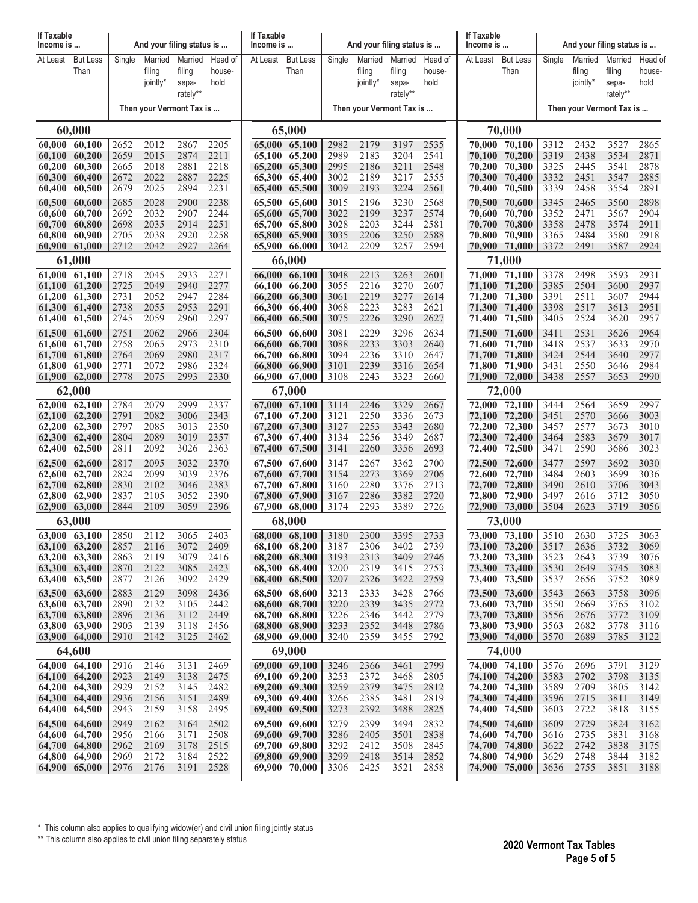| If Taxable Income is ... | | And your filing status is ... | | | | If Taxable Income is ... | | And your filing status is ... | | | | If Taxable Income is ... | | And your filing status is ... | | | |
|---|---|---|---|---|---|---|---|---|---|---|---|---|---|---|---|---|---|
| At Least | But Less Than | Single | Married filing jointly* | Married filing separately** | Head of household | At Least | But Less Than | Single | Married filing jointly* | Married filing separately** | Head of household | At Least | But Less Than | Single | Married filing jointly* | Married filing separately** | Head of household |
| | | Then your Vermont Tax is ... | | | | | | Then your Vermont Tax is ... | | | | | | Then your Vermont Tax is ... | | | |
| **60,000** | | | | | | **65,000** | | | | | | **70,000** | | | | | |
| **60,000** | **60,100** | 2652 | 2012 | 2867 | 2205 | **65,000** | **65,100** | 2982 | 2179 | 3197 | 2535 | **70,000** | **70,100** | 3312 | 2432 | 3527 | 2865 |
| **60,100** | **60,200** | 2659 | 2015 | 2874 | 2211 | **65,100** | **65,200** | 2989 | 2183 | 3204 | 2541 | **70,100** | **70,200** | 3319 | 2438 | 3534 | 2871 |
| **60,200** | **60,300** | 2665 | 2018 | 2881 | 2218 | **65,200** | **65,300** | 2995 | 2186 | 3211 | 2548 | **70,200** | **70,300** | 3325 | 2445 | 3541 | 2878 |
| **60,300** | **60,400** | 2672 | 2022 | 2887 | 2225 | **65,300** | **65,400** | 3002 | 2189 | 3217 | 2555 | **70,300** | **70,400** | 3332 | 2451 | 3547 | 2885 |
| **60,400** | **60,500** | 2679 | 2025 | 2894 | 2231 | **65,400** | **65,500** | 3009 | 2193 | 3224 | 2561 | **70,400** | **70,500** | 3339 | 2458 | 3554 | 2891 |
| **60,500** | **60,600** | 2685 | 2028 | 2900 | 2238 | **65,500** | **65,600** | 3015 | 2196 | 3230 | 2568 | **70,500** | **70,600** | 3345 | 2465 | 3560 | 2898 |
| **60,600** | **60,700** | 2692 | 2032 | 2907 | 2244 | **65,600** | **65,700** | 3022 | 2199 | 3237 | 2574 | **70,600** | **70,700** | 3352 | 2471 | 3567 | 2904 |
| **60,700** | **60,800** | 2698 | 2035 | 2914 | 2251 | **65,700** | **65,800** | 3028 | 2203 | 3244 | 2581 | **70,700** | **70,800** | 3358 | 2478 | 3574 | 2911 |
| **60,800** | **60,900** | 2705 | 2038 | 2920 | 2258 | **65,800** | **65,900** | 3035 | 2206 | 3250 | 2588 | **70,800** | **70,900** | 3365 | 2484 | 3580 | 2918 |
| **60,900** | **61,000** | 2712 | 2042 | 2927 | 2264 | **65,900** | **66,000** | 3042 | 2209 | 3257 | 2594 | **70,900** | **71,000** | 3372 | 2491 | 3587 | 2924 |
| **61,000** | | | | | | **66,000** | | | | | | **71,000** | | | | | |
| **61,000** | **61,100** | 2718 | 2045 | 2933 | 2271 | **66,000** | **66,100** | 3048 | 2213 | 3263 | 2601 | **71,000** | **71,100** | 3378 | 2498 | 3593 | 2931 |
| **61,100** | **61,200** | 2725 | 2049 | 2940 | 2277 | **66,100** | **66,200** | 3055 | 2216 | 3270 | 2607 | **71,100** | **71,200** | 3385 | 2504 | 3600 | 2937 |
| **61,200** | **61,300** | 2731 | 2052 | 2947 | 2284 | **66,200** | **66,300** | 3061 | 2219 | 3277 | 2614 | **71,200** | **71,300** | 3391 | 2511 | 3607 | 2944 |
| **61,300** | **61,400** | 2738 | 2055 | 2953 | 2291 | **66,300** | **66,400** | 3068 | 2223 | 3283 | 2621 | **71,300** | **71,400** | 3398 | 2517 | 3613 | 2951 |
| **61,400** | **61,500** | 2745 | 2059 | 2960 | 2297 | **66,400** | **66,500** | 3075 | 2226 | 3290 | 2627 | **71,400** | **71,500** | 3405 | 2524 | 3620 | 2957 |
| **61,500** | **61,600** | 2751 | 2062 | 2966 | 2304 | **66,500** | **66,600** | 3081 | 2229 | 3296 | 2634 | **71,500** | **71,600** | 3411 | 2531 | 3626 | 2964 |
| **61,600** | **61,700** | 2758 | 2065 | 2973 | 2310 | **66,600** | **66,700** | 3088 | 2233 | 3303 | 2640 | **71,600** | **71,700** | 3418 | 2537 | 3633 | 2970 |
| **61,700** | **61,800** | 2764 | 2069 | 2980 | 2317 | **66,700** | **66,800** | 3094 | 2236 | 3310 | 2647 | **71,700** | **71,800** | 3424 | 2544 | 3640 | 2977 |
| **61,800** | **61,900** | 2771 | 2072 | 2986 | 2324 | **66,800** | **66,900** | 3101 | 2239 | 3316 | 2654 | **71,800** | **71,900** | 3431 | 2550 | 3646 | 2984 |
| **61,900** | **62,000** | 2778 | 2075 | 2993 | 2330 | **66,900** | **67,000** | 3108 | 2243 | 3323 | 2660 | **71,900** | **72,000** | 3438 | 2557 | 3653 | 2990 |
| **62,000** | | | | | | **67,000** | | | | | | **72,000** | | | | | |
| **62,000** | **62,100** | 2784 | 2079 | 2999 | 2337 | **67,000** | **67,100** | 3114 | 2246 | 3329 | 2667 | **72,000** | **72,100** | 3444 | 2564 | 3659 | 2997 |
| **62,100** | **62,200** | 2791 | 2082 | 3006 | 2343 | **67,100** | **67,200** | 3121 | 2250 | 3336 | 2673 | **72,100** | **72,200** | 3451 | 2570 | 3666 | 3003 |
| **62,200** | **62,300** | 2797 | 2085 | 3013 | 2350 | **67,200** | **67,300** | 3127 | 2253 | 3343 | 2680 | **72,200** | **72,300** | 3457 | 2577 | 3673 | 3010 |
| **62,300** | **62,400** | 2804 | 2089 | 3019 | 2357 | **67,300** | **67,400** | 3134 | 2256 | 3349 | 2687 | **72,300** | **72,400** | 3464 | 2583 | 3679 | 3017 |
| **62,400** | **62,500** | 2811 | 2092 | 3026 | 2363 | **67,400** | **67,500** | 3141 | 2260 | 3356 | 2693 | **72,400** | **72,500** | 3471 | 2590 | 3686 | 3023 |
| **62,500** | **62,600** | 2817 | 2095 | 3032 | 2370 | **67,500** | **67,600** | 3147 | 2267 | 3362 | 2700 | **72,500** | **72,600** | 3477 | 2597 | 3692 | 3030 |
| **62,600** | **62,700** | 2824 | 2099 | 3039 | 2376 | **67,600** | **67,700** | 3154 | 2273 | 3369 | 2706 | **72,600** | **72,700** | 3484 | 2603 | 3699 | 3036 |
| **62,700** | **62,800** | 2830 | 2102 | 3046 | 2383 | **67,700** | **67,800** | 3160 | 2280 | 3376 | 2713 | **72,700** | **72,800** | 3490 | 2610 | 3706 | 3043 |
| **62,800** | **62,900** | 2837 | 2105 | 3052 | 2390 | **67,800** | **67,900** | 3167 | 2286 | 3382 | 2720 | **72,800** | **72,900** | 3497 | 2616 | 3712 | 3050 |
| **62,900** | **63,000** | 2844 | 2109 | 3059 | 2396 | **67,900** | **68,000** | 3174 | 2293 | 3389 | 2726 | **72,900** | **73,000** | 3504 | 2623 | 3719 | 3056 |
| **63,000** | | | | | | **68,000** | | | | | | **73,000** | | | | | |
| **63,000** | **63,100** | 2850 | 2112 | 3065 | 2403 | **68,000** | **68,100** | 3180 | 2300 | 3395 | 2733 | **73,000** | **73,100** | 3510 | 2630 | 3725 | 3063 |
| **63,100** | **63,200** | 2857 | 2116 | 3072 | 2409 | **68,100** | **68,200** | 3187 | 2306 | 3402 | 2739 | **73,100** | **73,200** | 3517 | 2636 | 3732 | 3069 |
| **63,200** | **63,300** | 2863 | 2119 | 3079 | 2416 | **68,200** | **68,300** | 3193 | 2313 | 3409 | 2746 | **73,200** | **73,300** | 3523 | 2643 | 3739 | 3076 |
| **63,300** | **63,400** | 2870 | 2122 | 3085 | 2423 | **68,300** | **68,400** | 3200 | 2319 | 3415 | 2753 | **73,300** | **73,400** | 3530 | 2649 | 3745 | 3083 |
| **63,400** | **63,500** | 2877 | 2126 | 3092 | 2429 | **68,400** | **68,500** | 3207 | 2326 | 3422 | 2759 | **73,400** | **73,500** | 3537 | 2656 | 3752 | 3089 |
| **63,500** | **63,600** | 2883 | 2129 | 3098 | 2436 | **68,500** | **68,600** | 3213 | 2333 | 3428 | 2766 | **73,500** | **73,600** | 3543 | 2663 | 3758 | 3096 |
| **63,600** | **63,700** | 2890 | 2132 | 3105 | 2442 | **68,600** | **68,700** | 3220 | 2339 | 3435 | 2772 | **73,600** | **73,700** | 3550 | 2669 | 3765 | 3102 |
| **63,700** | **63,800** | 2896 | 2136 | 3112 | 2449 | **68,700** | **68,800** | 3226 | 2346 | 3442 | 2779 | **73,700** | **73,800** | 3556 | 2676 | 3772 | 3109 |
| **63,800** | **63,900** | 2903 | 2139 | 3118 | 2456 | **68,800** | **68,900** | 3233 | 2352 | 3448 | 2786 | **73,800** | **73,900** | 3563 | 2682 | 3778 | 3116 |
| **63,900** | **64,000** | 2910 | 2142 | 3125 | 2462 | **68,900** | **69,000** | 3240 | 2359 | 3455 | 2792 | **73,900** | **74,000** | 3570 | 2689 | 3785 | 3122 |
| **64,600** | | | | | | **69,000** | | | | | | **74,000** | | | | | |
| **64,000** | **64,100** | 2916 | 2146 | 3131 | 2469 | **69,000** | **69,100** | 3246 | 2366 | 3461 | 2799 | **74,000** | **74,100** | 3576 | 2696 | 3791 | 3129 |
| **64,100** | **64,200** | 2923 | 2149 | 3138 | 2475 | **69,100** | **69,200** | 3253 | 2372 | 3468 | 2805 | **74,100** | **74,200** | 3583 | 2702 | 3798 | 3135 |
| **64,200** | **64,300** | 2929 | 2152 | 3145 | 2482 | **69,200** | **69,300** | 3259 | 2379 | 3475 | 2812 | **74,200** | **74,300** | 3589 | 2709 | 3805 | 3142 |
| **64,300** | **64,400** | 2936 | 2156 | 3151 | 2489 | **69,300** | **69,400** | 3266 | 2385 | 3481 | 2819 | **74,300** | **74,400** | 3596 | 2715 | 3811 | 3149 |
| **64,400** | **64,500** | 2943 | 2159 | 3158 | 2495 | **69,400** | **69,500** | 3273 | 2392 | 3488 | 2825 | **74,400** | **74,500** | 3603 | 2722 | 3818 | 3155 |
| **64,500** | **64,600** | 2949 | 2162 | 3164 | 2502 | **69,500** | **69,600** | 3279 | 2399 | 3494 | 2832 | **74,500** | **74,600** | 3609 | 2729 | 3824 | 3162 |
| **64,600** | **64,700** | 2956 | 2166 | 3171 | 2508 | **69,600** | **69,700** | 3286 | 2405 | 3501 | 2838 | **74,600** | **74,700** | 3616 | 2735 | 3831 | 3168 |
| **64,700** | **64,800** | 2962 | 2169 | 3178 | 2515 | **69,700** | **69,800** | 3292 | 2412 | 3508 | 2845 | **74,700** | **74,800** | 3622 | 2742 | 3838 | 3175 |
| **64,800** | **64,900** | 2969 | 2172 | 3184 | 2522 | **69,800** | **69,900** | 3299 | 2418 | 3514 | 2852 | **74,800** | **74,900** | 3629 | 2748 | 3844 | 3182 |
| **64,900** | **65,000** | 2976 | 2176 | 3191 | 2528 | **69,900** | **70,000** | 3306 | 2425 | 3521 | 2858 | **74,900** | **75,000** | 3636 | 2755 | 3851 | 3188 |

\* This column also applies to qualifying widow(er) and civil union filing jointly status

\** This column also applies to civil union filing separately status

**2020 Vermont Tax Tables**